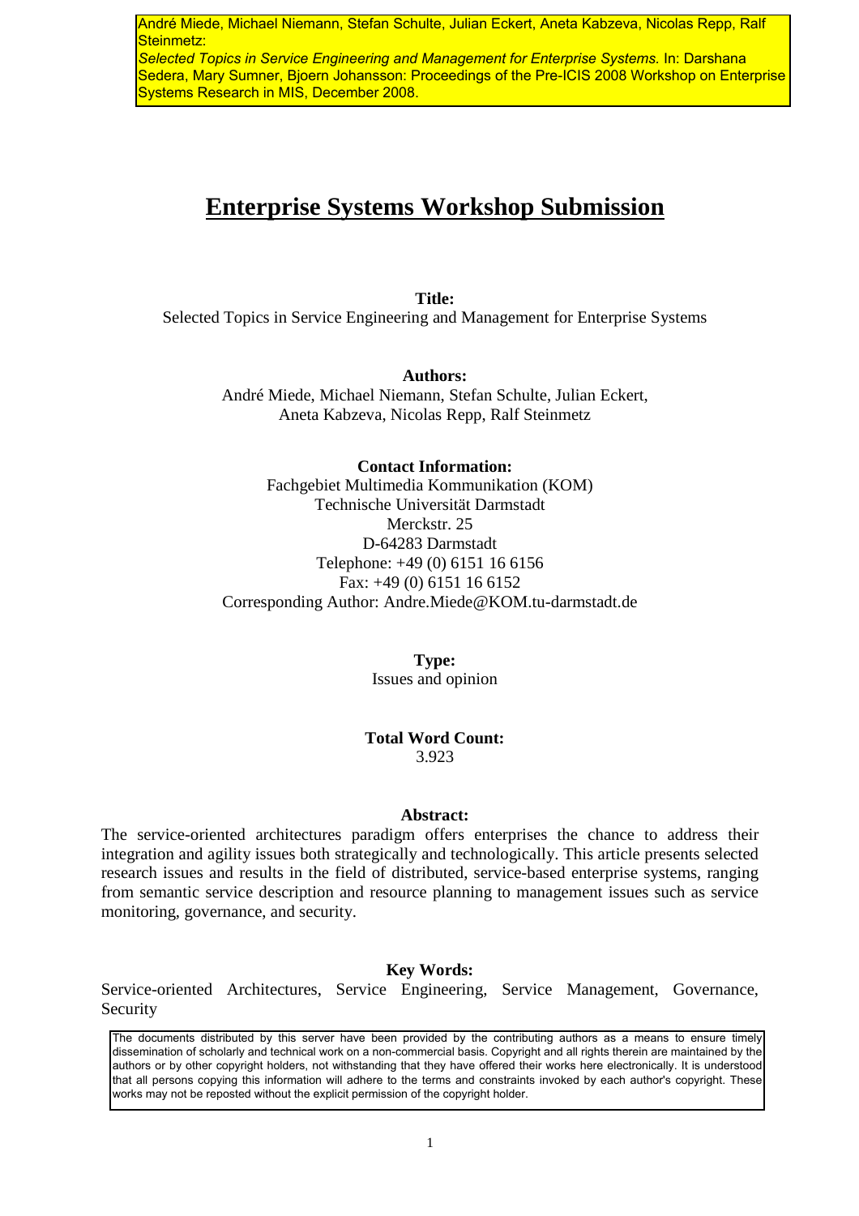André Miede, Michael Niemann, Stefan Schulte, Julian Eckert, Aneta Kabzeva, Nicolas Repp, Ralf Steinmetz:
*Selected Topics in Service Engineering and Management for Enterprise Systems.* In: Darshana Sedera, Mary Sumner, Bjoern Johansson: Proceedings of the Pre-ICIS 2008 Workshop on Enterprise Systems Research in MIS, December 2008.

# Enterprise Systems Workshop Submission

**Title:**
Selected Topics in Service Engineering and Management for Enterprise Systems

**Authors:**
André Miede, Michael Niemann, Stefan Schulte, Julian Eckert, Aneta Kabzeva, Nicolas Repp, Ralf Steinmetz

**Contact Information:**
Fachgebiet Multimedia Kommunikation (KOM)
Technische Universität Darmstadt
Merckstr. 25
D-64283 Darmstadt
Telephone: +49 (0) 6151 16 6156
Fax: +49 (0) 6151 16 6152
Corresponding Author: Andre.Miede@KOM.tu-darmstadt.de

**Type:**
Issues and opinion

**Total Word Count:**
3.923

**Abstract:**
The service-oriented architectures paradigm offers enterprises the chance to address their integration and agility issues both strategically and technologically. This article presents selected research issues and results in the field of distributed, service-based enterprise systems, ranging from semantic service description and resource planning to management issues such as service monitoring, governance, and security.

**Key Words:**
Service-oriented Architectures, Service Engineering, Service Management, Governance, Security

The documents distributed by this server have been provided by the contributing authors as a means to ensure timely dissemination of scholarly and technical work on a non-commercial basis. Copyright and all rights therein are maintained by the authors or by other copyright holders, not withstanding that they have offered their works here electronically. It is understood that all persons copying this information will adhere to the terms and constraints invoked by each author's copyright. These works may not be reposted without the explicit permission of the copyright holder.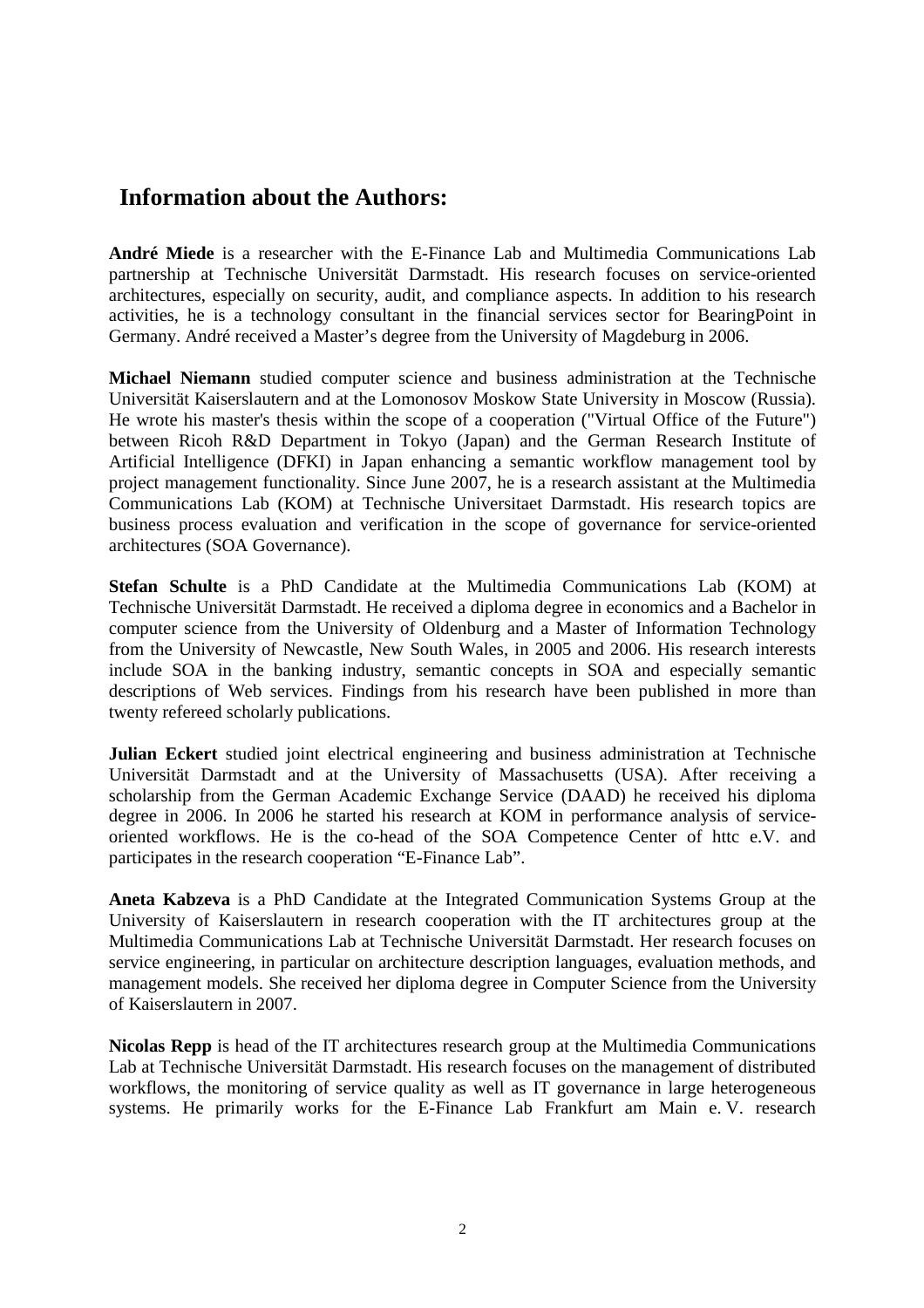## Information about the Authors:

**André Miede** is a researcher with the E-Finance Lab and Multimedia Communications Lab partnership at Technische Universität Darmstadt. His research focuses on service-oriented architectures, especially on security, audit, and compliance aspects. In addition to his research activities, he is a technology consultant in the financial services sector for BearingPoint in Germany. André received a Master's degree from the University of Magdeburg in 2006.

**Michael Niemann** studied computer science and business administration at the Technische Universität Kaiserslautern and at the Lomonosov Moskow State University in Moscow (Russia). He wrote his master's thesis within the scope of a cooperation ("Virtual Office of the Future") between Ricoh R&D Department in Tokyo (Japan) and the German Research Institute of Artificial Intelligence (DFKI) in Japan enhancing a semantic workflow management tool by project management functionality. Since June 2007, he is a research assistant at the Multimedia Communications Lab (KOM) at Technische Universitaet Darmstadt. His research topics are business process evaluation and verification in the scope of governance for service-oriented architectures (SOA Governance).

**Stefan Schulte** is a PhD Candidate at the Multimedia Communications Lab (KOM) at Technische Universität Darmstadt. He received a diploma degree in economics and a Bachelor in computer science from the University of Oldenburg and a Master of Information Technology from the University of Newcastle, New South Wales, in 2005 and 2006. His research interests include SOA in the banking industry, semantic concepts in SOA and especially semantic descriptions of Web services. Findings from his research have been published in more than twenty refereed scholarly publications.

**Julian Eckert** studied joint electrical engineering and business administration at Technische Universität Darmstadt and at the University of Massachusetts (USA). After receiving a scholarship from the German Academic Exchange Service (DAAD) he received his diploma degree in 2006. In 2006 he started his research at KOM in performance analysis of service-oriented workflows. He is the co-head of the SOA Competence Center of httc e.V. and participates in the research cooperation "E-Finance Lab".

**Aneta Kabzeva** is a PhD Candidate at the Integrated Communication Systems Group at the University of Kaiserslautern in research cooperation with the IT architectures group at the Multimedia Communications Lab at Technische Universität Darmstadt. Her research focuses on service engineering, in particular on architecture description languages, evaluation methods, and management models. She received her diploma degree in Computer Science from the University of Kaiserslautern in 2007.

**Nicolas Repp** is head of the IT architectures research group at the Multimedia Communications Lab at Technische Universität Darmstadt. His research focuses on the management of distributed workflows, the monitoring of service quality as well as IT governance in large heterogeneous systems. He primarily works for the E-Finance Lab Frankfurt am Main e. V. research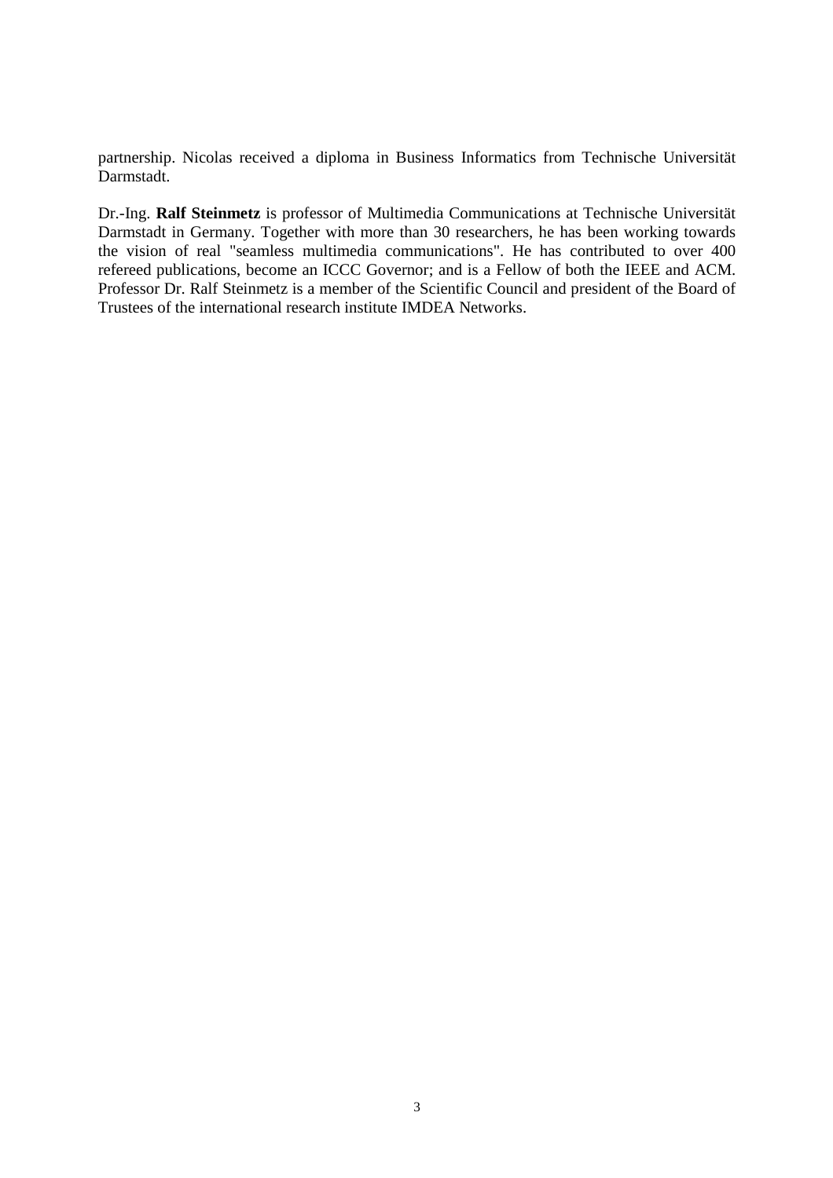partnership. Nicolas received a diploma in Business Informatics from Technische Universität Darmstadt.

Dr.-Ing. **Ralf Steinmetz** is professor of Multimedia Communications at Technische Universität Darmstadt in Germany. Together with more than 30 researchers, he has been working towards the vision of real "seamless multimedia communications". He has contributed to over 400 refereed publications, become an ICCC Governor; and is a Fellow of both the IEEE and ACM. Professor Dr. Ralf Steinmetz is a member of the Scientific Council and president of the Board of Trustees of the international research institute IMDEA Networks.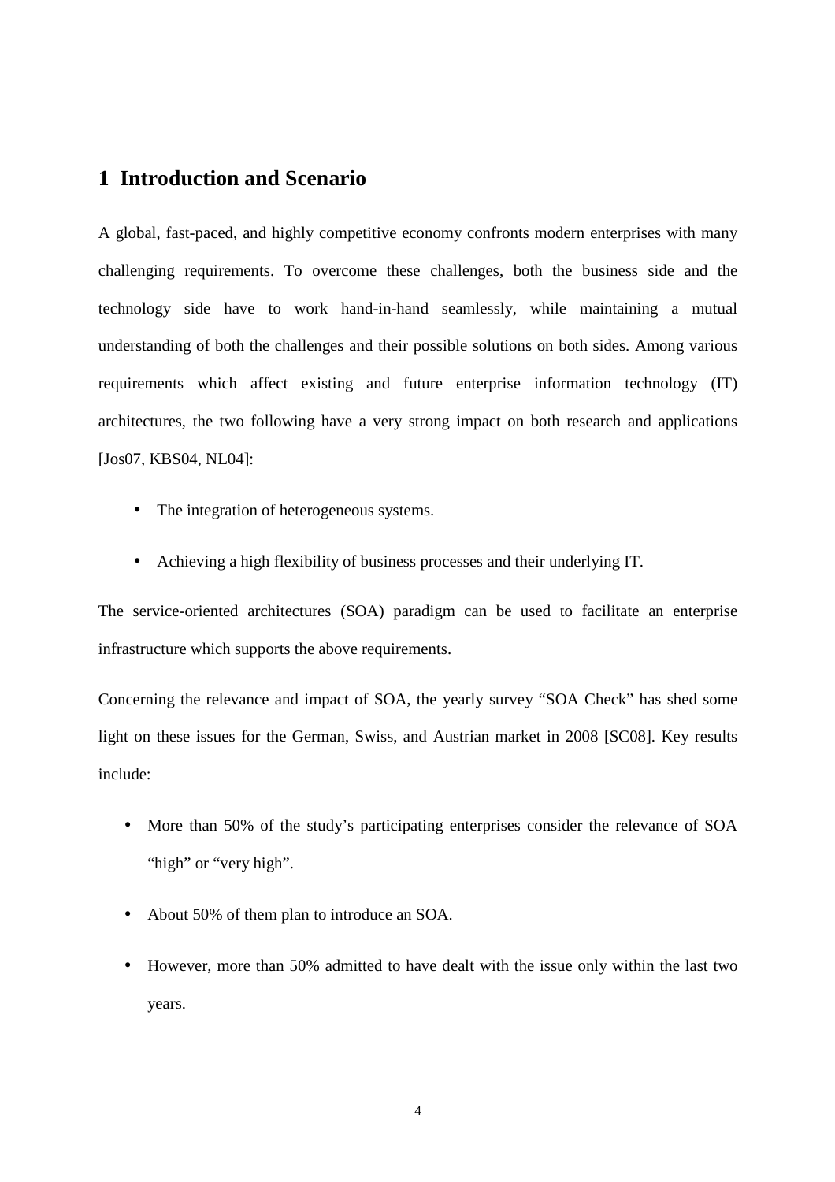# 1 Introduction and Scenario

A global, fast-paced, and highly competitive economy confronts modern enterprises with many challenging requirements. To overcome these challenges, both the business side and the technology side have to work hand-in-hand seamlessly, while maintaining a mutual understanding of both the challenges and their possible solutions on both sides. Among various requirements which affect existing and future enterprise information technology (IT) architectures, the two following have a very strong impact on both research and applications [Jos07, KBS04, NL04]:

- The integration of heterogeneous systems.
- Achieving a high flexibility of business processes and their underlying IT.

The service-oriented architectures (SOA) paradigm can be used to facilitate an enterprise infrastructure which supports the above requirements.

Concerning the relevance and impact of SOA, the yearly survey "SOA Check" has shed some light on these issues for the German, Swiss, and Austrian market in 2008 [SC08]. Key results include:

- More than 50% of the study's participating enterprises consider the relevance of SOA "high" or "very high".
- About 50% of them plan to introduce an SOA.
- However, more than 50% admitted to have dealt with the issue only within the last two years.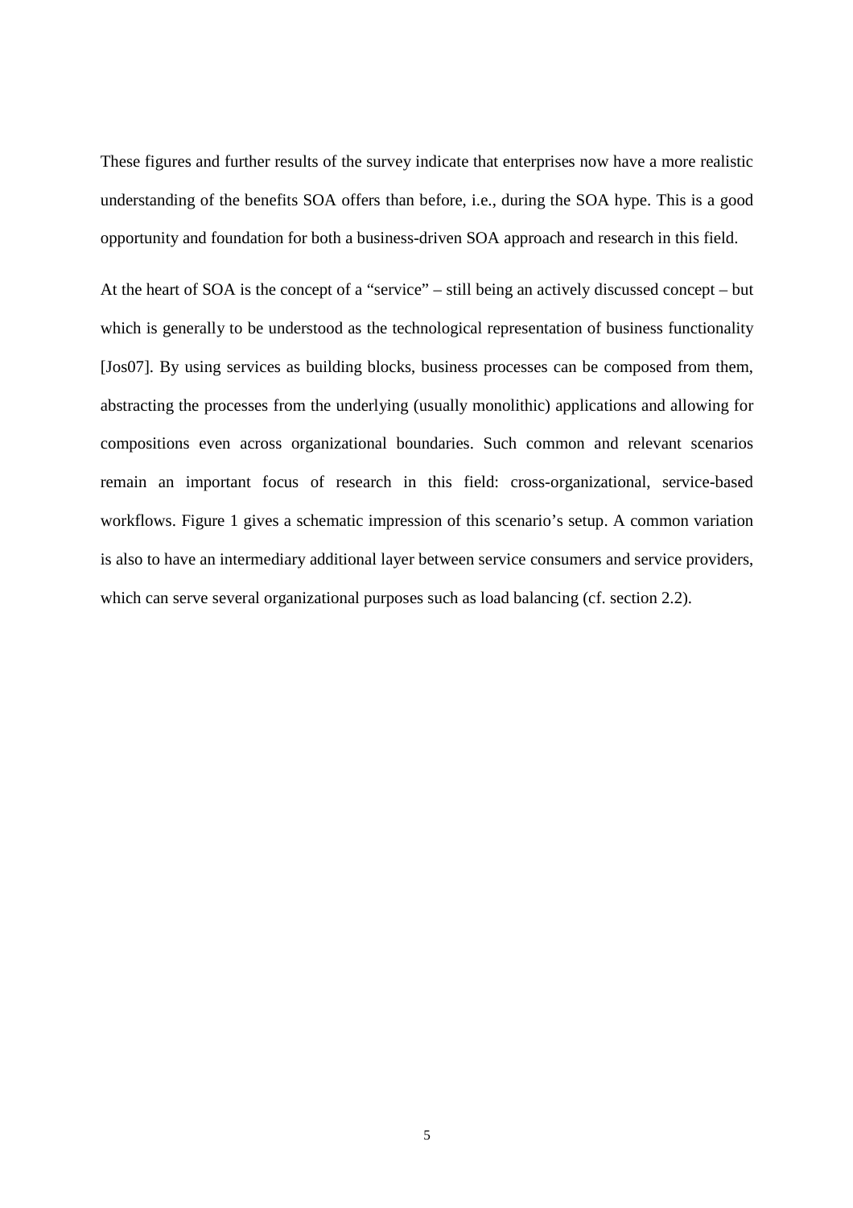These figures and further results of the survey indicate that enterprises now have a more realistic understanding of the benefits SOA offers than before, i.e., during the SOA hype. This is a good opportunity and foundation for both a business-driven SOA approach and research in this field.

At the heart of SOA is the concept of a "service" – still being an actively discussed concept – but which is generally to be understood as the technological representation of business functionality [Jos07]. By using services as building blocks, business processes can be composed from them, abstracting the processes from the underlying (usually monolithic) applications and allowing for compositions even across organizational boundaries. Such common and relevant scenarios remain an important focus of research in this field: cross-organizational, service-based workflows. Figure 1 gives a schematic impression of this scenario's setup. A common variation is also to have an intermediary additional layer between service consumers and service providers, which can serve several organizational purposes such as load balancing (cf. section 2.2).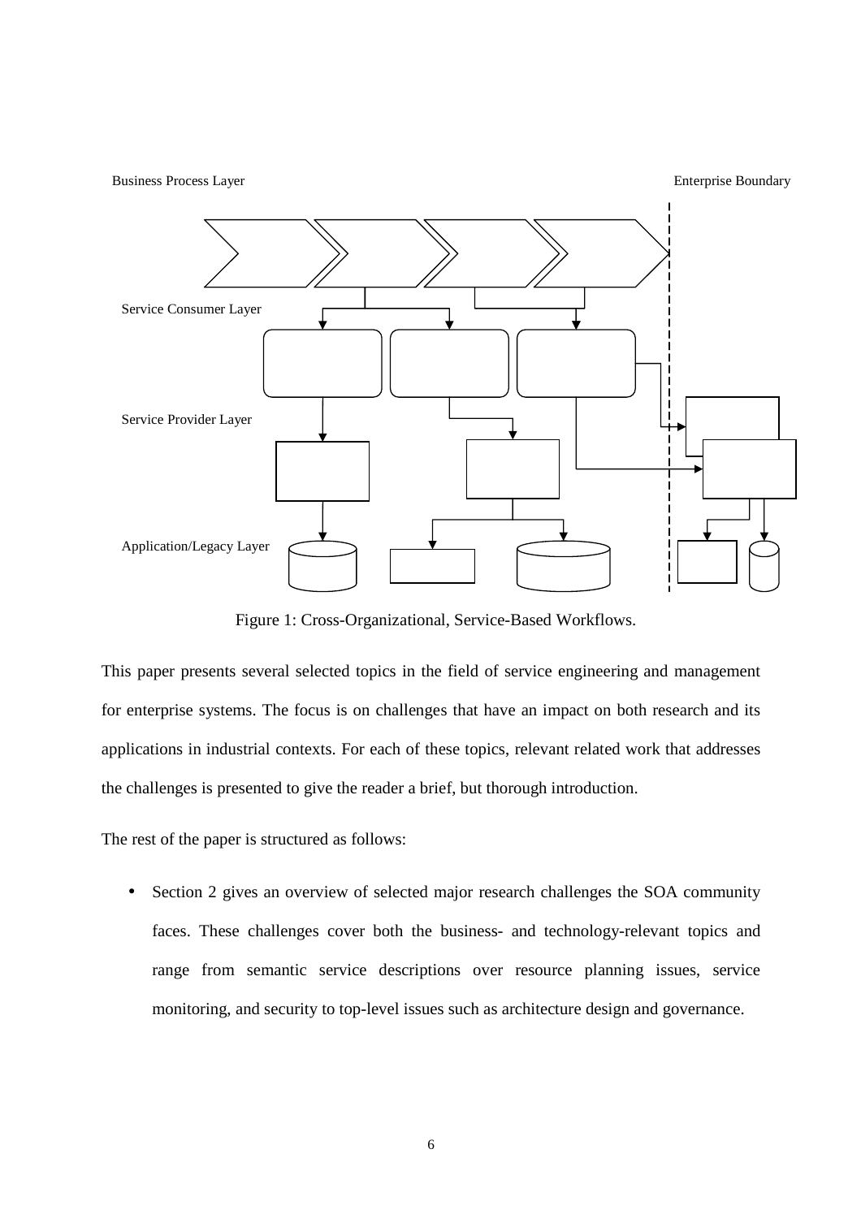Business Process Layer

Enterprise Boundary

Service Consumer Layer

Service Provider Layer

Application/Legacy Layer

Figure 1: Cross-Organizational, Service-Based Workflows.

This paper presents several selected topics in the field of service engineering and management for enterprise systems. The focus is on challenges that have an impact on both research and its applications in industrial contexts. For each of these topics, relevant related work that addresses the challenges is presented to give the reader a brief, but thorough introduction.

The rest of the paper is structured as follows:

- Section 2 gives an overview of selected major research challenges the SOA community faces. These challenges cover both the business- and technology-relevant topics and range from semantic service descriptions over resource planning issues, service monitoring, and security to top-level issues such as architecture design and governance.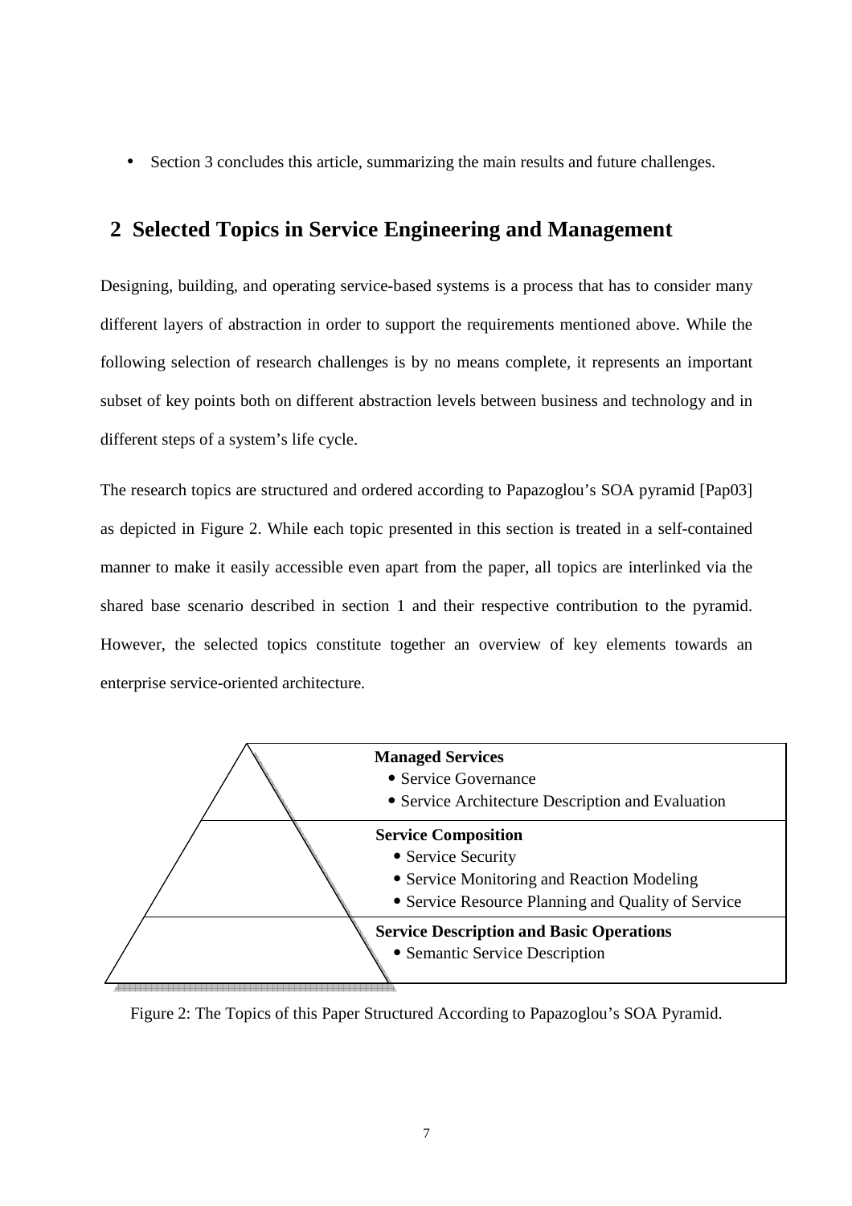- Section 3 concludes this article, summarizing the main results and future challenges.

## 2 Selected Topics in Service Engineering and Management

Designing, building, and operating service-based systems is a process that has to consider many different layers of abstraction in order to support the requirements mentioned above. While the following selection of research challenges is by no means complete, it represents an important subset of key points both on different abstraction levels between business and technology and in different steps of a system's life cycle.

The research topics are structured and ordered according to Papazoglou's SOA pyramid [Pap03] as depicted in Figure 2. While each topic presented in this section is treated in a self-contained manner to make it easily accessible even apart from the paper, all topics are interlinked via the shared base scenario described in section 1 and their respective contribution to the pyramid. However, the selected topics constitute together an overview of key elements towards an enterprise service-oriented architecture.

**Managed Services**
- Service Governance
- Service Architecture Description and Evaluation

**Service Composition**
- Service Security
- Service Monitoring and Reaction Modeling
- Service Resource Planning and Quality of Service

**Service Description and Basic Operations**
- Semantic Service Description

Figure 2: The Topics of this Paper Structured According to Papazoglou's SOA Pyramid.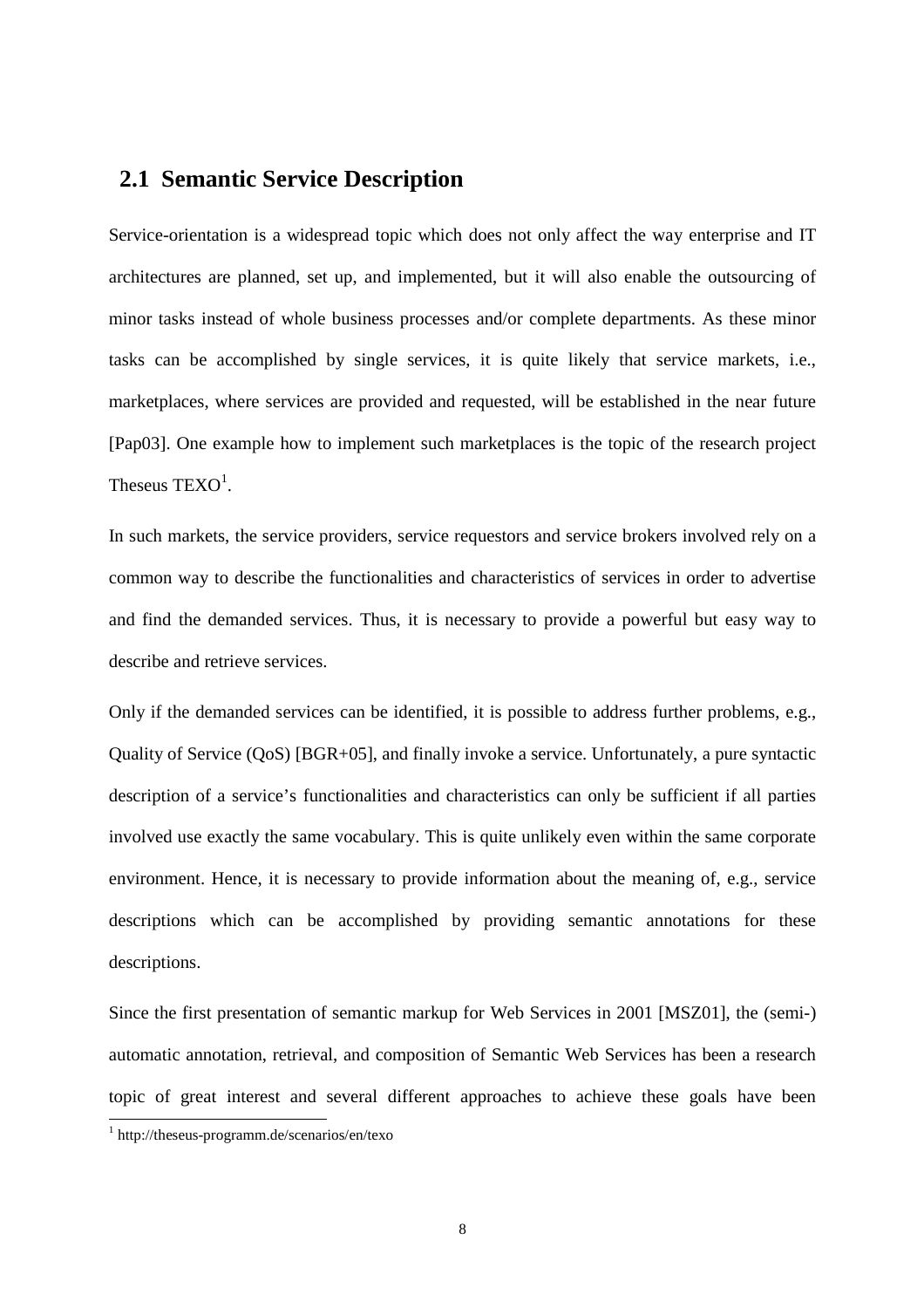## 2.1 Semantic Service Description

Service-orientation is a widespread topic which does not only affect the way enterprise and IT architectures are planned, set up, and implemented, but it will also enable the outsourcing of minor tasks instead of whole business processes and/or complete departments. As these minor tasks can be accomplished by single services, it is quite likely that service markets, i.e., marketplaces, where services are provided and requested, will be established in the near future [Pap03]. One example how to implement such marketplaces is the topic of the research project Theseus TEXO[1].

In such markets, the service providers, service requestors and service brokers involved rely on a common way to describe the functionalities and characteristics of services in order to advertise and find the demanded services. Thus, it is necessary to provide a powerful but easy way to describe and retrieve services.

Only if the demanded services can be identified, it is possible to address further problems, e.g., Quality of Service (QoS) [BGR+05], and finally invoke a service. Unfortunately, a pure syntactic description of a service's functionalities and characteristics can only be sufficient if all parties involved use exactly the same vocabulary. This is quite unlikely even within the same corporate environment. Hence, it is necessary to provide information about the meaning of, e.g., service descriptions which can be accomplished by providing semantic annotations for these descriptions.

Since the first presentation of semantic markup for Web Services in 2001 [MSZ01], the (semi-) automatic annotation, retrieval, and composition of Semantic Web Services has been a research topic of great interest and several different approaches to achieve these goals have been

[1] http://theseus-programm.de/scenarios/en/texo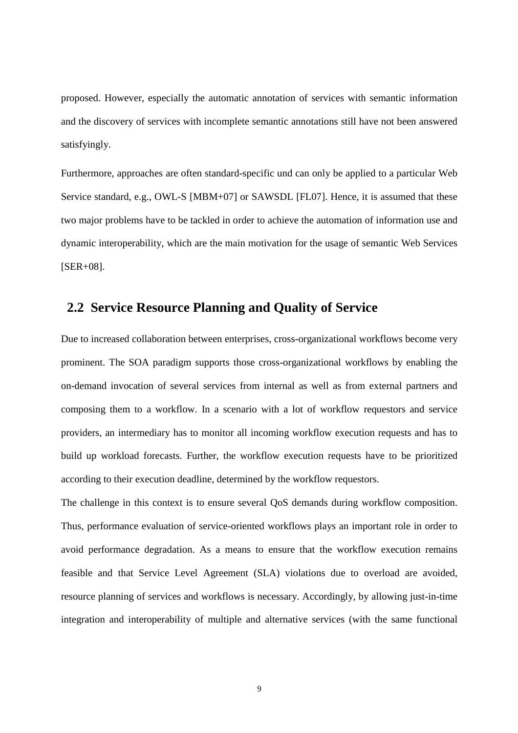proposed. However, especially the automatic annotation of services with semantic information and the discovery of services with incomplete semantic annotations still have not been answered satisfyingly.

Furthermore, approaches are often standard-specific und can only be applied to a particular Web Service standard, e.g., OWL-S [MBM+07] or SAWSDL [FL07]. Hence, it is assumed that these two major problems have to be tackled in order to achieve the automation of information use and dynamic interoperability, which are the main motivation for the usage of semantic Web Services [SER+08].

## 2.2 Service Resource Planning and Quality of Service

Due to increased collaboration between enterprises, cross-organizational workflows become very prominent. The SOA paradigm supports those cross-organizational workflows by enabling the on-demand invocation of several services from internal as well as from external partners and composing them to a workflow. In a scenario with a lot of workflow requestors and service providers, an intermediary has to monitor all incoming workflow execution requests and has to build up workload forecasts. Further, the workflow execution requests have to be prioritized according to their execution deadline, determined by the workflow requestors.

The challenge in this context is to ensure several QoS demands during workflow composition. Thus, performance evaluation of service-oriented workflows plays an important role in order to avoid performance degradation. As a means to ensure that the workflow execution remains feasible and that Service Level Agreement (SLA) violations due to overload are avoided, resource planning of services and workflows is necessary. Accordingly, by allowing just-in-time integration and interoperability of multiple and alternative services (with the same functional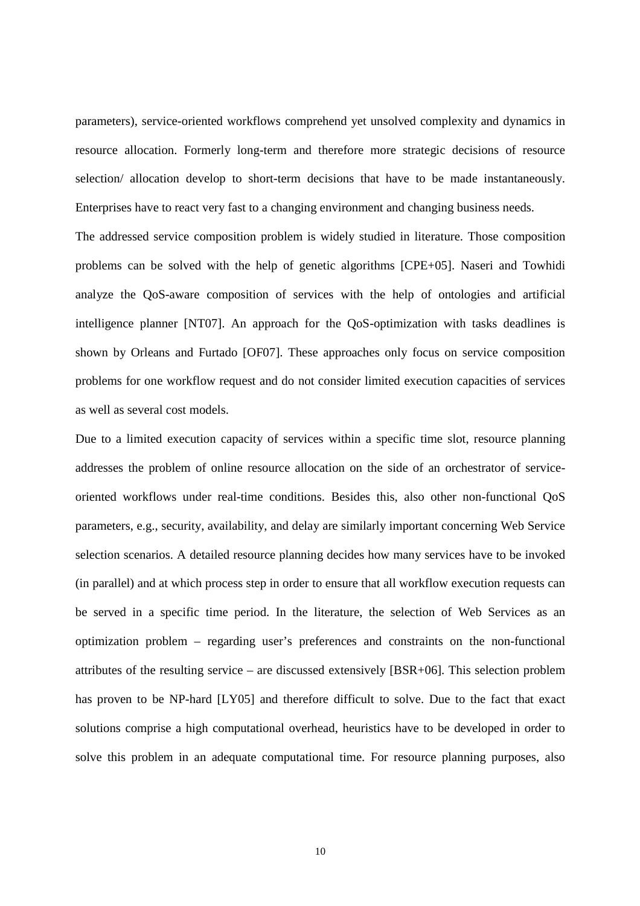parameters), service-oriented workflows comprehend yet unsolved complexity and dynamics in resource allocation. Formerly long-term and therefore more strategic decisions of resource selection/ allocation develop to short-term decisions that have to be made instantaneously. Enterprises have to react very fast to a changing environment and changing business needs.

The addressed service composition problem is widely studied in literature. Those composition problems can be solved with the help of genetic algorithms [CPE+05]. Naseri and Towhidi analyze the QoS-aware composition of services with the help of ontologies and artificial intelligence planner [NT07]. An approach for the QoS-optimization with tasks deadlines is shown by Orleans and Furtado [OF07]. These approaches only focus on service composition problems for one workflow request and do not consider limited execution capacities of services as well as several cost models.

Due to a limited execution capacity of services within a specific time slot, resource planning addresses the problem of online resource allocation on the side of an orchestrator of service-oriented workflows under real-time conditions. Besides this, also other non-functional QoS parameters, e.g., security, availability, and delay are similarly important concerning Web Service selection scenarios. A detailed resource planning decides how many services have to be invoked (in parallel) and at which process step in order to ensure that all workflow execution requests can be served in a specific time period. In the literature, the selection of Web Services as an optimization problem – regarding user's preferences and constraints on the non-functional attributes of the resulting service – are discussed extensively [BSR+06]. This selection problem has proven to be NP-hard [LY05] and therefore difficult to solve. Due to the fact that exact solutions comprise a high computational overhead, heuristics have to be developed in order to solve this problem in an adequate computational time. For resource planning purposes, also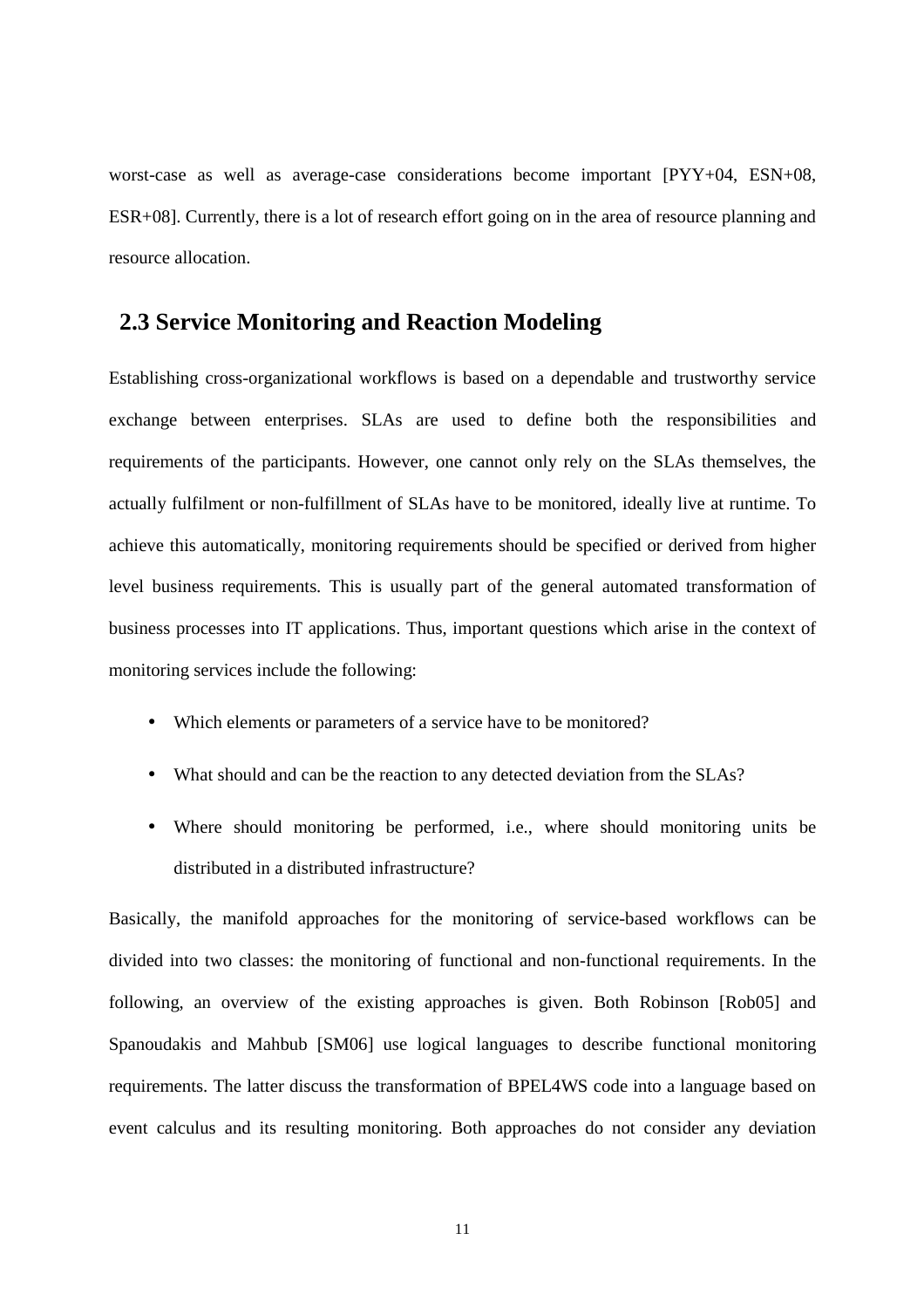worst-case as well as average-case considerations become important [PYY+04, ESN+08, ESR+08]. Currently, there is a lot of research effort going on in the area of resource planning and resource allocation.

## 2.3 Service Monitoring and Reaction Modeling

Establishing cross-organizational workflows is based on a dependable and trustworthy service exchange between enterprises. SLAs are used to define both the responsibilities and requirements of the participants. However, one cannot only rely on the SLAs themselves, the actually fulfilment or non-fulfillment of SLAs have to be monitored, ideally live at runtime. To achieve this automatically, monitoring requirements should be specified or derived from higher level business requirements. This is usually part of the general automated transformation of business processes into IT applications. Thus, important questions which arise in the context of monitoring services include the following:

- Which elements or parameters of a service have to be monitored?
- What should and can be the reaction to any detected deviation from the SLAs?
- Where should monitoring be performed, i.e., where should monitoring units be distributed in a distributed infrastructure?

Basically, the manifold approaches for the monitoring of service-based workflows can be divided into two classes: the monitoring of functional and non-functional requirements. In the following, an overview of the existing approaches is given. Both Robinson [Rob05] and Spanoudakis and Mahbub [SM06] use logical languages to describe functional monitoring requirements. The latter discuss the transformation of BPEL4WS code into a language based on event calculus and its resulting monitoring. Both approaches do not consider any deviation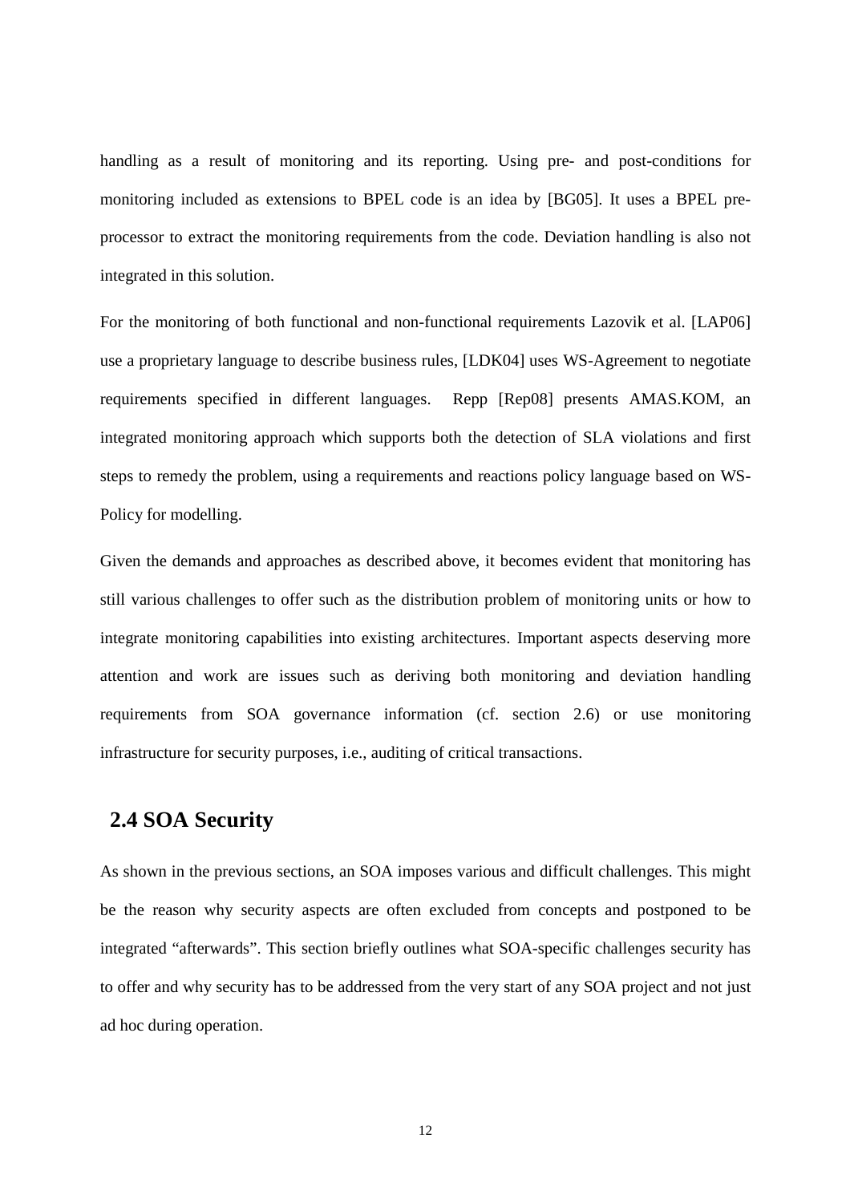handling as a result of monitoring and its reporting. Using pre- and post-conditions for monitoring included as extensions to BPEL code is an idea by [BG05]. It uses a BPEL pre-processor to extract the monitoring requirements from the code. Deviation handling is also not integrated in this solution.

For the monitoring of both functional and non-functional requirements Lazovik et al. [LAP06] use a proprietary language to describe business rules, [LDK04] uses WS-Agreement to negotiate requirements specified in different languages. Repp [Rep08] presents AMAS.KOM, an integrated monitoring approach which supports both the detection of SLA violations and first steps to remedy the problem, using a requirements and reactions policy language based on WS-Policy for modelling.

Given the demands and approaches as described above, it becomes evident that monitoring has still various challenges to offer such as the distribution problem of monitoring units or how to integrate monitoring capabilities into existing architectures. Important aspects deserving more attention and work are issues such as deriving both monitoring and deviation handling requirements from SOA governance information (cf. section 2.6) or use monitoring infrastructure for security purposes, i.e., auditing of critical transactions.

## 2.4 SOA Security

As shown in the previous sections, an SOA imposes various and difficult challenges. This might be the reason why security aspects are often excluded from concepts and postponed to be integrated "afterwards". This section briefly outlines what SOA-specific challenges security has to offer and why security has to be addressed from the very start of any SOA project and not just ad hoc during operation.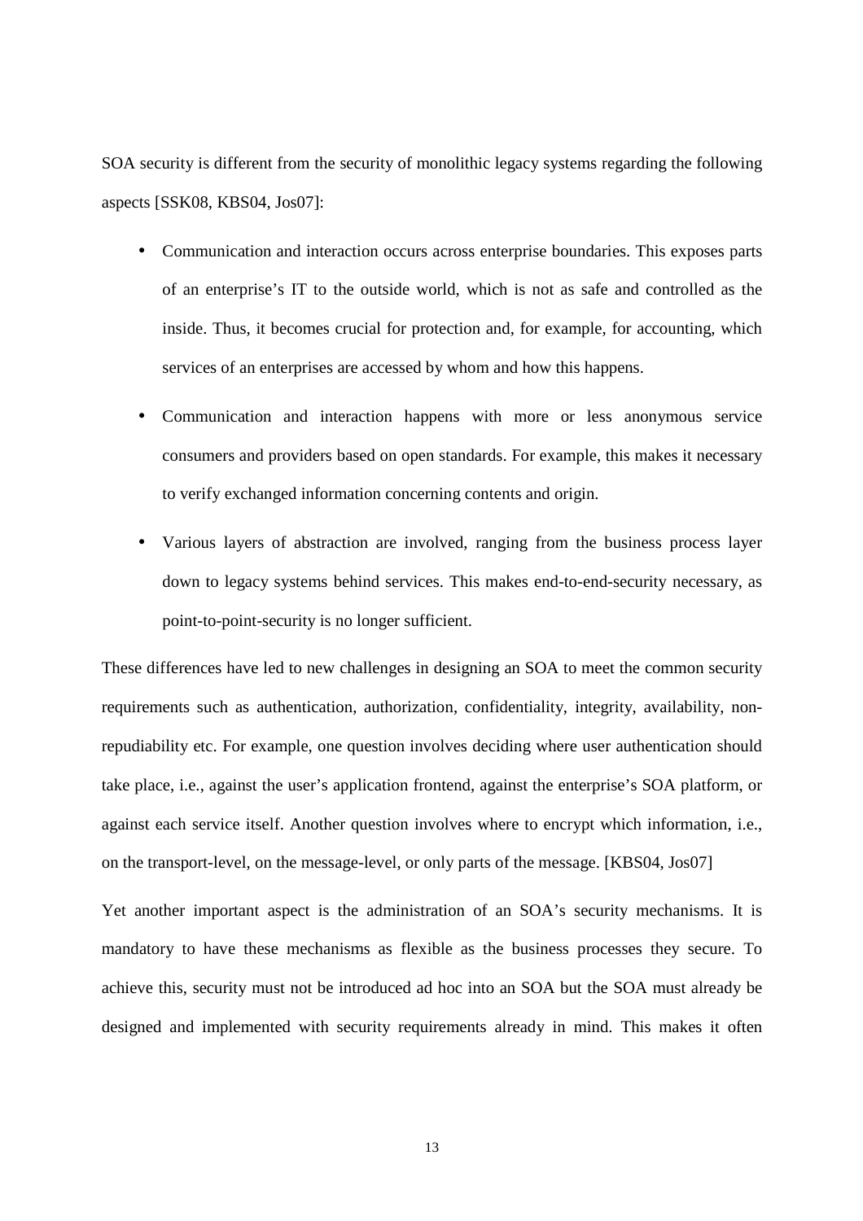SOA security is different from the security of monolithic legacy systems regarding the following aspects [SSK08, KBS04, Jos07]:

- Communication and interaction occurs across enterprise boundaries. This exposes parts of an enterprise's IT to the outside world, which is not as safe and controlled as the inside. Thus, it becomes crucial for protection and, for example, for accounting, which services of an enterprises are accessed by whom and how this happens.
- Communication and interaction happens with more or less anonymous service consumers and providers based on open standards. For example, this makes it necessary to verify exchanged information concerning contents and origin.
- Various layers of abstraction are involved, ranging from the business process layer down to legacy systems behind services. This makes end-to-end-security necessary, as point-to-point-security is no longer sufficient.

These differences have led to new challenges in designing an SOA to meet the common security requirements such as authentication, authorization, confidentiality, integrity, availability, non-repudiability etc. For example, one question involves deciding where user authentication should take place, i.e., against the user's application frontend, against the enterprise's SOA platform, or against each service itself. Another question involves where to encrypt which information, i.e., on the transport-level, on the message-level, or only parts of the message. [KBS04, Jos07]

Yet another important aspect is the administration of an SOA's security mechanisms. It is mandatory to have these mechanisms as flexible as the business processes they secure. To achieve this, security must not be introduced ad hoc into an SOA but the SOA must already be designed and implemented with security requirements already in mind. This makes it often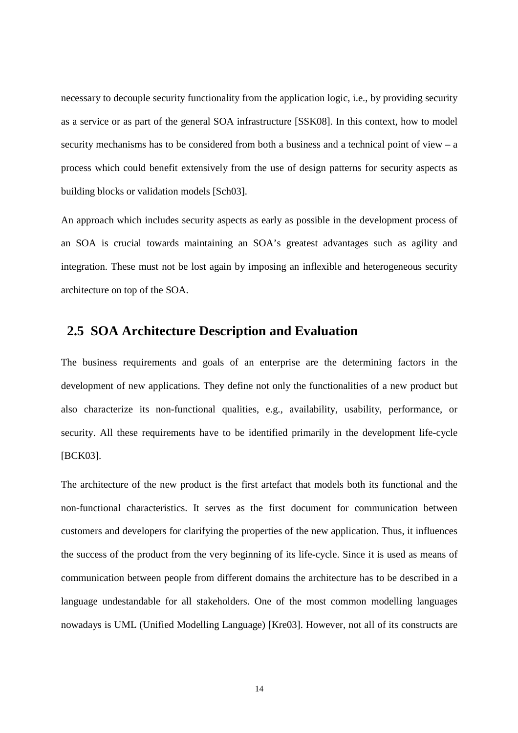necessary to decouple security functionality from the application logic, i.e., by providing security as a service or as part of the general SOA infrastructure [SSK08]. In this context, how to model security mechanisms has to be considered from both a business and a technical point of view – a process which could benefit extensively from the use of design patterns for security aspects as building blocks or validation models [Sch03].

An approach which includes security aspects as early as possible in the development process of an SOA is crucial towards maintaining an SOA's greatest advantages such as agility and integration. These must not be lost again by imposing an inflexible and heterogeneous security architecture on top of the SOA.

## 2.5 SOA Architecture Description and Evaluation

The business requirements and goals of an enterprise are the determining factors in the development of new applications. They define not only the functionalities of a new product but also characterize its non-functional qualities, e.g., availability, usability, performance, or security. All these requirements have to be identified primarily in the development life-cycle [BCK03].

The architecture of the new product is the first artefact that models both its functional and the non-functional characteristics. It serves as the first document for communication between customers and developers for clarifying the properties of the new application. Thus, it influences the success of the product from the very beginning of its life-cycle. Since it is used as means of communication between people from different domains the architecture has to be described in a language undestandable for all stakeholders. One of the most common modelling languages nowadays is UML (Unified Modelling Language) [Kre03]. However, not all of its constructs are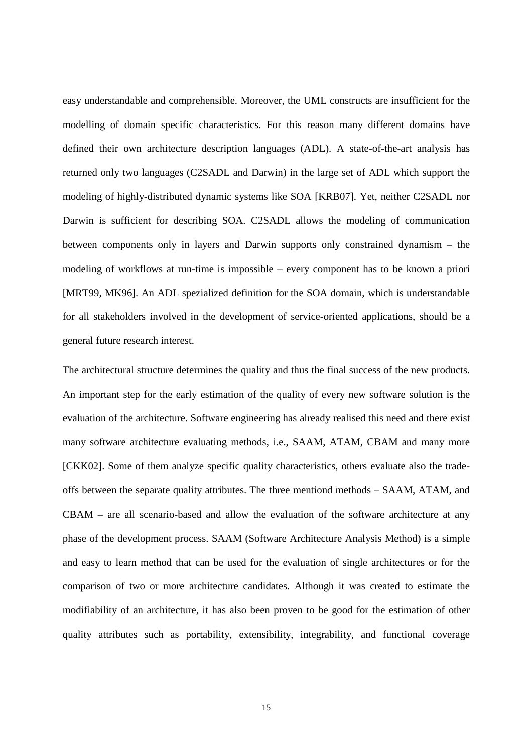easy understandable and comprehensible. Moreover, the UML constructs are insufficient for the modelling of domain specific characteristics. For this reason many different domains have defined their own architecture description languages (ADL). A state-of-the-art analysis has returned only two languages (C2SADL and Darwin) in the large set of ADL which support the modeling of highly-distributed dynamic systems like SOA [KRB07]. Yet, neither C2SADL nor Darwin is sufficient for describing SOA. C2SADL allows the modeling of communication between components only in layers and Darwin supports only constrained dynamism – the modeling of workflows at run-time is impossible – every component has to be known a priori [MRT99, MK96]. An ADL spezialized definition for the SOA domain, which is understandable for all stakeholders involved in the development of service-oriented applications, should be a general future research interest.

The architectural structure determines the quality and thus the final success of the new products. An important step for the early estimation of the quality of every new software solution is the evaluation of the architecture. Software engineering has already realised this need and there exist many software architecture evaluating methods, i.e., SAAM, ATAM, CBAM and many more [CKK02]. Some of them analyze specific quality characteristics, others evaluate also the trade-offs between the separate quality attributes. The three mentiond methods – SAAM, ATAM, and CBAM – are all scenario-based and allow the evaluation of the software architecture at any phase of the development process. SAAM (Software Architecture Analysis Method) is a simple and easy to learn method that can be used for the evaluation of single architectures or for the comparison of two or more architecture candidates. Although it was created to estimate the modifiability of an architecture, it has also been proven to be good for the estimation of other quality attributes such as portability, extensibility, integrability, and functional coverage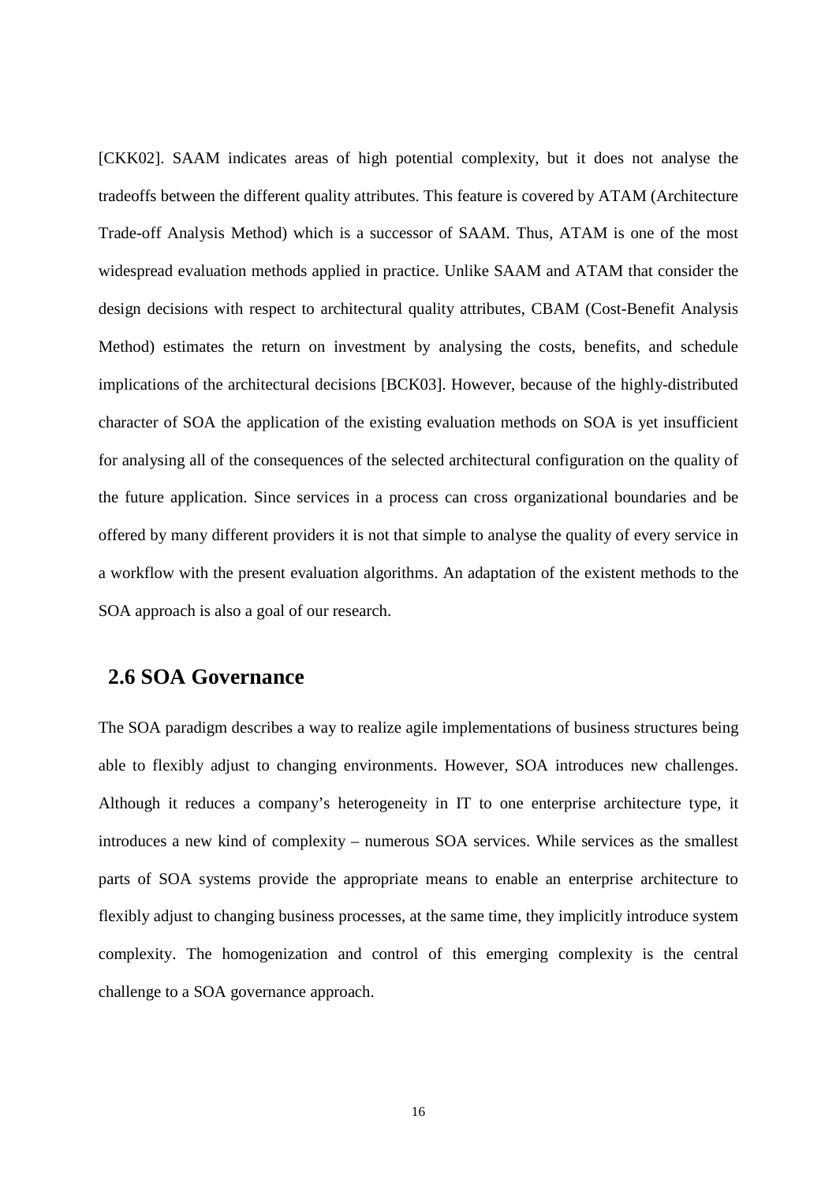[CKK02]. SAAM indicates areas of high potential complexity, but it does not analyse the tradeoffs between the different quality attributes. This feature is covered by ATAM (Architecture Trade-off Analysis Method) which is a successor of SAAM. Thus, ATAM is one of the most widespread evaluation methods applied in practice. Unlike SAAM and ATAM that consider the design decisions with respect to architectural quality attributes, CBAM (Cost-Benefit Analysis Method) estimates the return on investment by analysing the costs, benefits, and schedule implications of the architectural decisions [BCK03]. However, because of the highly-distributed character of SOA the application of the existing evaluation methods on SOA is yet insufficient for analysing all of the consequences of the selected architectural configuration on the quality of the future application. Since services in a process can cross organizational boundaries and be offered by many different providers it is not that simple to analyse the quality of every service in a workflow with the present evaluation algorithms. An adaptation of the existent methods to the SOA approach is also a goal of our research.

## 2.6 SOA Governance

The SOA paradigm describes a way to realize agile implementations of business structures being able to flexibly adjust to changing environments. However, SOA introduces new challenges. Although it reduces a company's heterogeneity in IT to one enterprise architecture type, it introduces a new kind of complexity – numerous SOA services. While services as the smallest parts of SOA systems provide the appropriate means to enable an enterprise architecture to flexibly adjust to changing business processes, at the same time, they implicitly introduce system complexity. The homogenization and control of this emerging complexity is the central challenge to a SOA governance approach.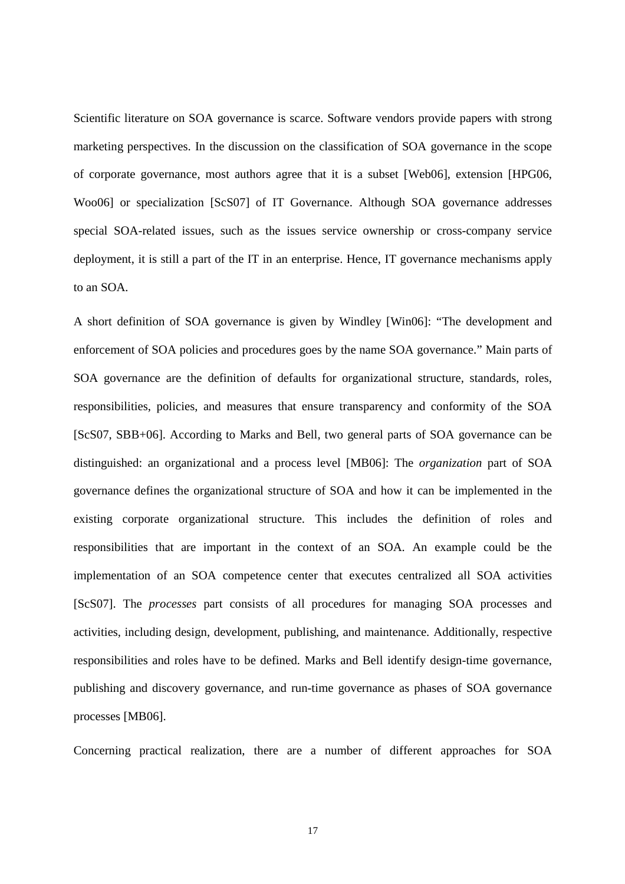Scientific literature on SOA governance is scarce. Software vendors provide papers with strong marketing perspectives. In the discussion on the classification of SOA governance in the scope of corporate governance, most authors agree that it is a subset [Web06], extension [HPG06, Woo06] or specialization [ScS07] of IT Governance. Although SOA governance addresses special SOA-related issues, such as the issues service ownership or cross-company service deployment, it is still a part of the IT in an enterprise. Hence, IT governance mechanisms apply to an SOA.

A short definition of SOA governance is given by Windley [Win06]: "The development and enforcement of SOA policies and procedures goes by the name SOA governance." Main parts of SOA governance are the definition of defaults for organizational structure, standards, roles, responsibilities, policies, and measures that ensure transparency and conformity of the SOA [ScS07, SBB+06]. According to Marks and Bell, two general parts of SOA governance can be distinguished: an organizational and a process level [MB06]: The *organization* part of SOA governance defines the organizational structure of SOA and how it can be implemented in the existing corporate organizational structure. This includes the definition of roles and responsibilities that are important in the context of an SOA. An example could be the implementation of an SOA competence center that executes centralized all SOA activities [ScS07]. The *processes* part consists of all procedures for managing SOA processes and activities, including design, development, publishing, and maintenance. Additionally, respective responsibilities and roles have to be defined. Marks and Bell identify design-time governance, publishing and discovery governance, and run-time governance as phases of SOA governance processes [MB06].

Concerning practical realization, there are a number of different approaches for SOA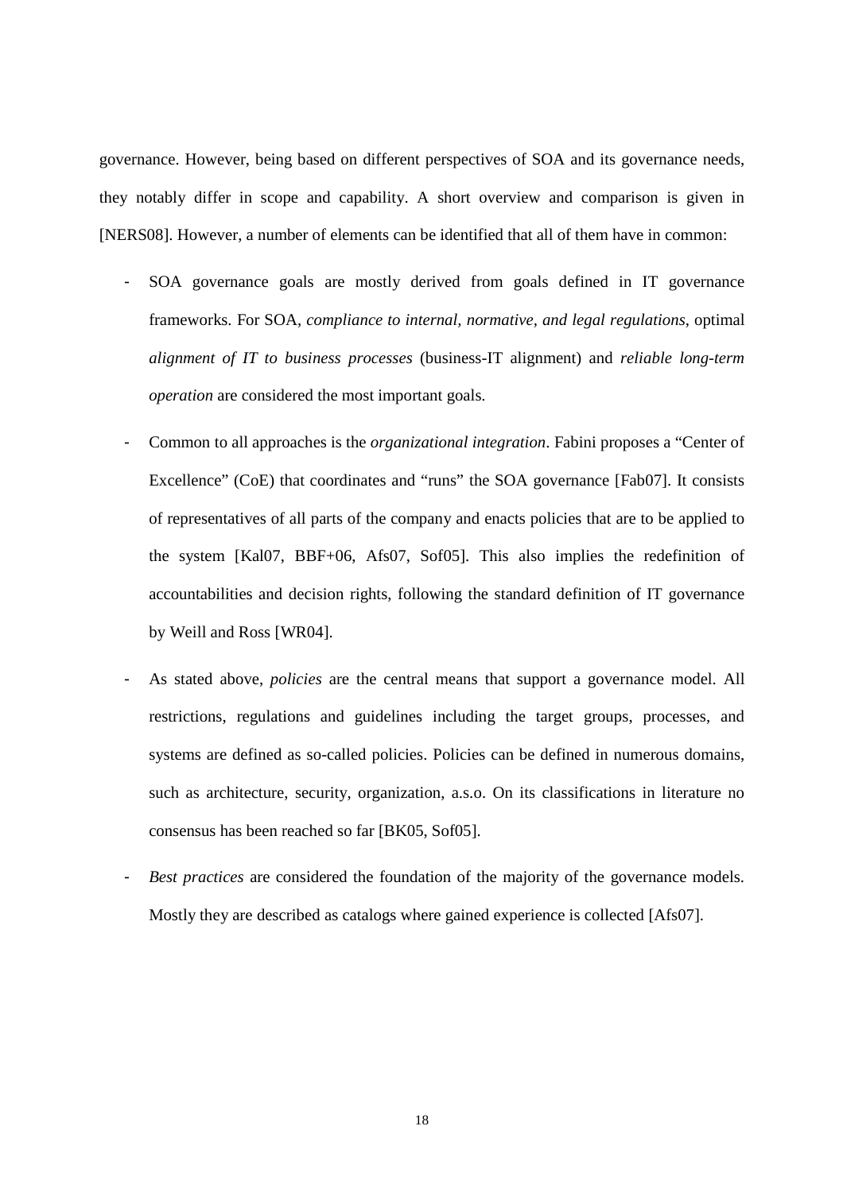governance. However, being based on different perspectives of SOA and its governance needs, they notably differ in scope and capability. A short overview and comparison is given in [NERS08]. However, a number of elements can be identified that all of them have in common:

- SOA governance goals are mostly derived from goals defined in IT governance frameworks. For SOA, *compliance to internal, normative, and legal regulations*, optimal *alignment of IT to business processes* (business-IT alignment) and *reliable long-term operation* are considered the most important goals.
- Common to all approaches is the *organizational integration*. Fabini proposes a "Center of Excellence" (CoE) that coordinates and "runs" the SOA governance [Fab07]. It consists of representatives of all parts of the company and enacts policies that are to be applied to the system [Kal07, BBF+06, Afs07, Sof05]. This also implies the redefinition of accountabilities and decision rights, following the standard definition of IT governance by Weill and Ross [WR04].
- As stated above, *policies* are the central means that support a governance model. All restrictions, regulations and guidelines including the target groups, processes, and systems are defined as so-called policies. Policies can be defined in numerous domains, such as architecture, security, organization, a.s.o. On its classifications in literature no consensus has been reached so far [BK05, Sof05].
- *Best practices* are considered the foundation of the majority of the governance models. Mostly they are described as catalogs where gained experience is collected [Afs07].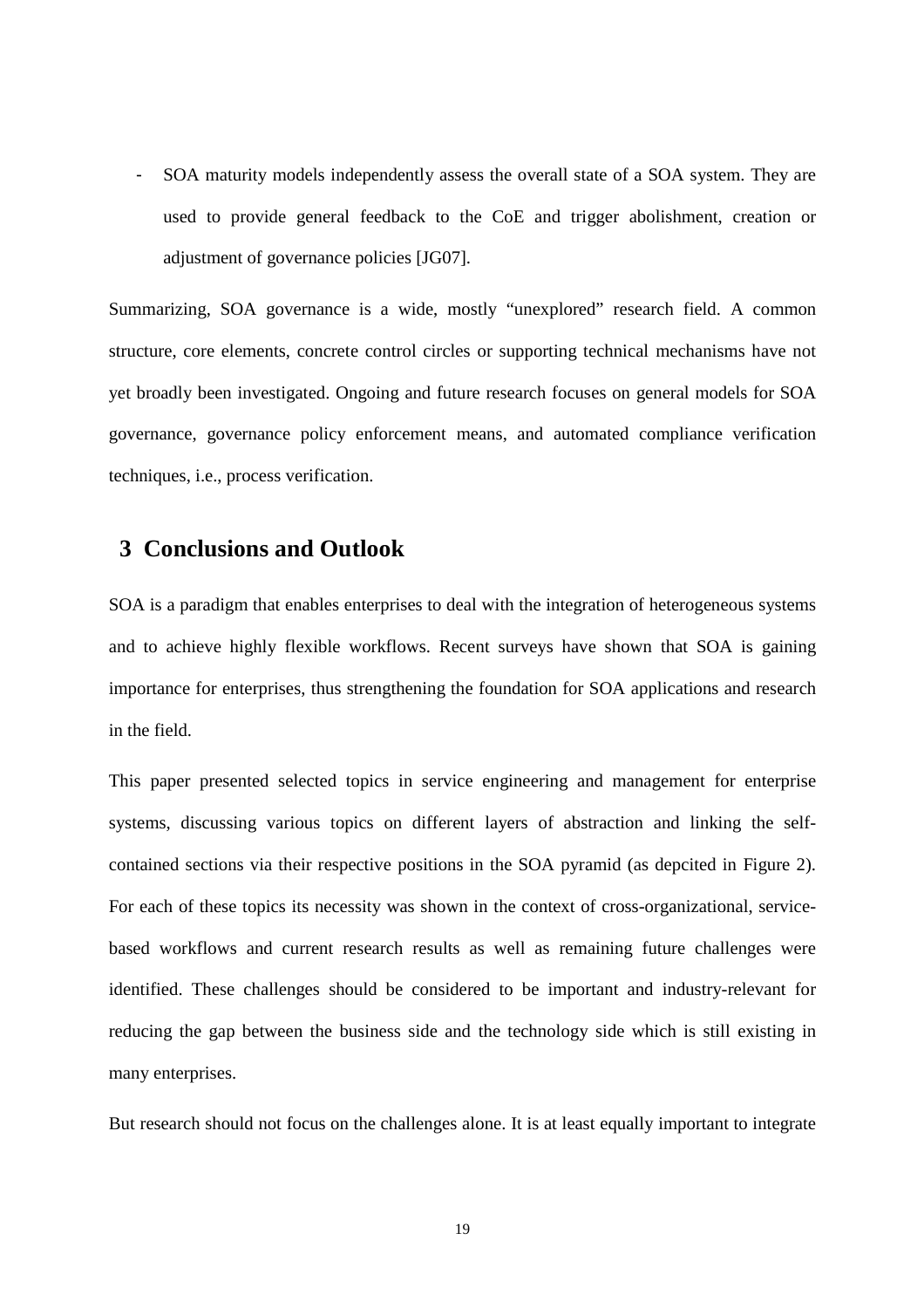- SOA maturity models independently assess the overall state of a SOA system. They are used to provide general feedback to the CoE and trigger abolishment, creation or adjustment of governance policies [JG07].

Summarizing, SOA governance is a wide, mostly "unexplored" research field. A common structure, core elements, concrete control circles or supporting technical mechanisms have not yet broadly been investigated. Ongoing and future research focuses on general models for SOA governance, governance policy enforcement means, and automated compliance verification techniques, i.e., process verification.

## 3 Conclusions and Outlook

SOA is a paradigm that enables enterprises to deal with the integration of heterogeneous systems and to achieve highly flexible workflows. Recent surveys have shown that SOA is gaining importance for enterprises, thus strengthening the foundation for SOA applications and research in the field.

This paper presented selected topics in service engineering and management for enterprise systems, discussing various topics on different layers of abstraction and linking the self-contained sections via their respective positions in the SOA pyramid (as depcited in Figure 2). For each of these topics its necessity was shown in the context of cross-organizational, service-based workflows and current research results as well as remaining future challenges were identified. These challenges should be considered to be important and industry-relevant for reducing the gap between the business side and the technology side which is still existing in many enterprises.

But research should not focus on the challenges alone. It is at least equally important to integrate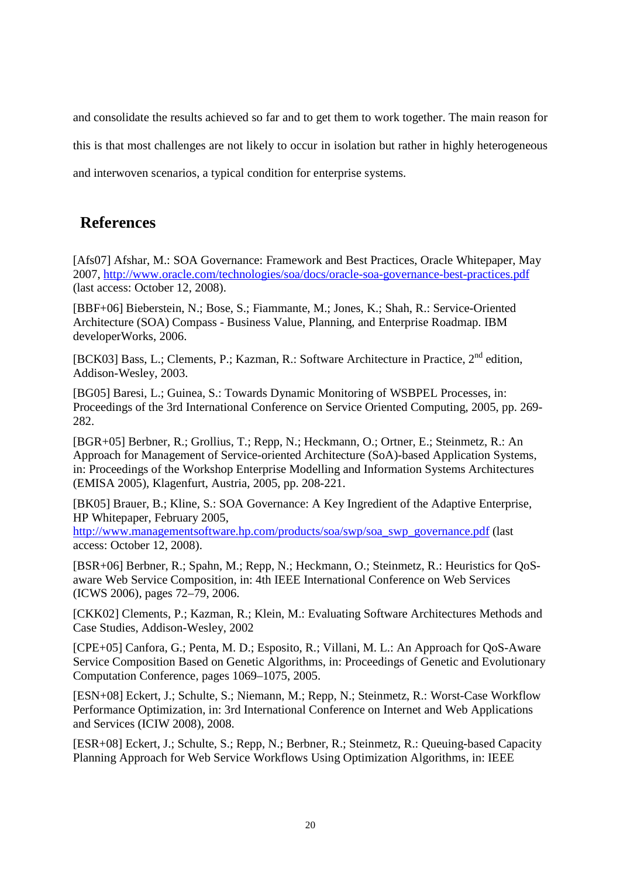and consolidate the results achieved so far and to get them to work together. The main reason for this is that most challenges are not likely to occur in isolation but rather in highly heterogeneous and interwoven scenarios, a typical condition for enterprise systems.

## References

[Afs07] Afshar, M.: SOA Governance: Framework and Best Practices, Oracle Whitepaper, May 2007, http://www.oracle.com/technologies/soa/docs/oracle-soa-governance-best-practices.pdf (last access: October 12, 2008).

[BBF+06] Bieberstein, N.; Bose, S.; Fiammante, M.; Jones, K.; Shah, R.: Service-Oriented Architecture (SOA) Compass - Business Value, Planning, and Enterprise Roadmap. IBM developerWorks, 2006.

[BCK03] Bass, L.; Clements, P.; Kazman, R.: Software Architecture in Practice, 2nd edition, Addison-Wesley, 2003.

[BG05] Baresi, L.; Guinea, S.: Towards Dynamic Monitoring of WSBPEL Processes, in: Proceedings of the 3rd International Conference on Service Oriented Computing, 2005, pp. 269-282.

[BGR+05] Berbner, R.; Grollius, T.; Repp, N.; Heckmann, O.; Ortner, E.; Steinmetz, R.: An Approach for Management of Service-oriented Architecture (SoA)-based Application Systems, in: Proceedings of the Workshop Enterprise Modelling and Information Systems Architectures (EMISA 2005), Klagenfurt, Austria, 2005, pp. 208-221.

[BK05] Brauer, B.; Kline, S.: SOA Governance: A Key Ingredient of the Adaptive Enterprise, HP Whitepaper, February 2005, http://www.managementsoftware.hp.com/products/soa/swp/soa_swp_governance.pdf (last access: October 12, 2008).

[BSR+06] Berbner, R.; Spahn, M.; Repp, N.; Heckmann, O.; Steinmetz, R.: Heuristics for QoS-aware Web Service Composition, in: 4th IEEE International Conference on Web Services (ICWS 2006), pages 72–79, 2006.

[CKK02] Clements, P.; Kazman, R.; Klein, M.: Evaluating Software Architectures Methods and Case Studies, Addison-Wesley, 2002

[CPE+05] Canfora, G.; Penta, M. D.; Esposito, R.; Villani, M. L.: An Approach for QoS-Aware Service Composition Based on Genetic Algorithms, in: Proceedings of Genetic and Evolutionary Computation Conference, pages 1069–1075, 2005.

[ESN+08] Eckert, J.; Schulte, S.; Niemann, M.; Repp, N.; Steinmetz, R.: Worst-Case Workflow Performance Optimization, in: 3rd International Conference on Internet and Web Applications and Services (ICIW 2008), 2008.

[ESR+08] Eckert, J.; Schulte, S.; Repp, N.; Berbner, R.; Steinmetz, R.: Queuing-based Capacity Planning Approach for Web Service Workflows Using Optimization Algorithms, in: IEEE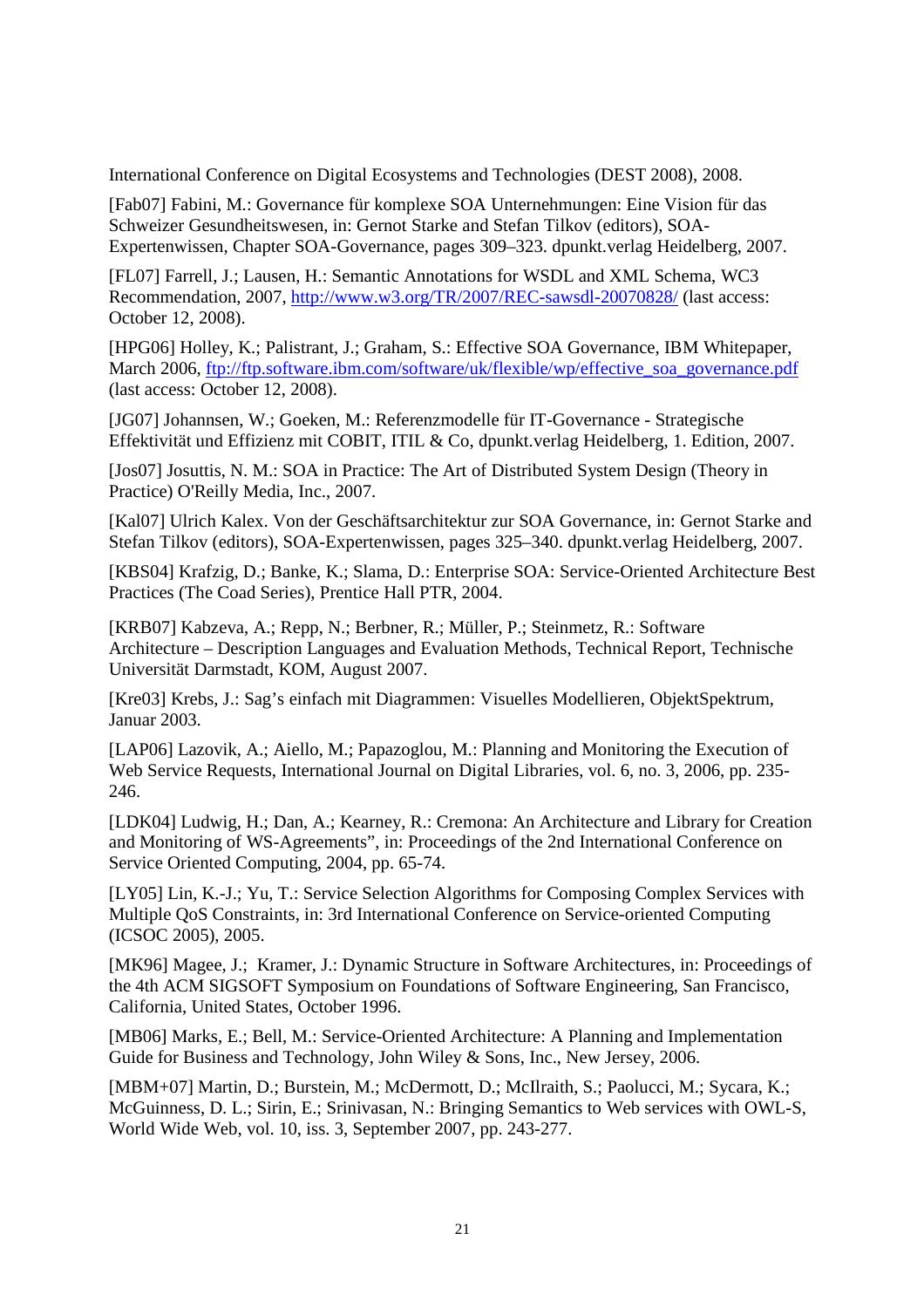International Conference on Digital Ecosystems and Technologies (DEST 2008), 2008.

[Fab07] Fabini, M.: Governance für komplexe SOA Unternehmungen: Eine Vision für das Schweizer Gesundheitswesen, in: Gernot Starke and Stefan Tilkov (editors), SOA-Expertenwissen, Chapter SOA-Governance, pages 309–323. dpunkt.verlag Heidelberg, 2007.

[FL07] Farrell, J.; Lausen, H.: Semantic Annotations for WSDL and XML Schema, WC3 Recommendation, 2007, http://www.w3.org/TR/2007/REC-sawsdl-20070828/ (last access: October 12, 2008).

[HPG06] Holley, K.; Palistrant, J.; Graham, S.: Effective SOA Governance, IBM Whitepaper, March 2006, ftp://ftp.software.ibm.com/software/uk/flexible/wp/effective_soa_governance.pdf (last access: October 12, 2008).

[JG07] Johannsen, W.; Goeken, M.: Referenzmodelle für IT-Governance - Strategische Effektivität und Effizienz mit COBIT, ITIL & Co, dpunkt.verlag Heidelberg, 1. Edition, 2007.

[Jos07] Josuttis, N. M.: SOA in Practice: The Art of Distributed System Design (Theory in Practice) O'Reilly Media, Inc., 2007.

[Kal07] Ulrich Kalex. Von der Geschäftsarchitektur zur SOA Governance, in: Gernot Starke and Stefan Tilkov (editors), SOA-Expertenwissen, pages 325–340. dpunkt.verlag Heidelberg, 2007.

[KBS04] Krafzig, D.; Banke, K.; Slama, D.: Enterprise SOA: Service-Oriented Architecture Best Practices (The Coad Series), Prentice Hall PTR, 2004.

[KRB07] Kabzeva, A.; Repp, N.; Berbner, R.; Müller, P.; Steinmetz, R.: Software Architecture – Description Languages and Evaluation Methods, Technical Report, Technische Universität Darmstadt, KOM, August 2007.

[Kre03] Krebs, J.: Sag's einfach mit Diagrammen: Visuelles Modellieren, ObjektSpektrum, Januar 2003.

[LAP06] Lazovik, A.; Aiello, M.; Papazoglou, M.: Planning and Monitoring the Execution of Web Service Requests, International Journal on Digital Libraries, vol. 6, no. 3, 2006, pp. 235-246.

[LDK04] Ludwig, H.; Dan, A.; Kearney, R.: Cremona: An Architecture and Library for Creation and Monitoring of WS-Agreements", in: Proceedings of the 2nd International Conference on Service Oriented Computing, 2004, pp. 65-74.

[LY05] Lin, K.-J.; Yu, T.: Service Selection Algorithms for Composing Complex Services with Multiple QoS Constraints, in: 3rd International Conference on Service-oriented Computing (ICSOC 2005), 2005.

[MK96] Magee, J.; Kramer, J.: Dynamic Structure in Software Architectures, in: Proceedings of the 4th ACM SIGSOFT Symposium on Foundations of Software Engineering, San Francisco, California, United States, October 1996.

[MB06] Marks, E.; Bell, M.: Service-Oriented Architecture: A Planning and Implementation Guide for Business and Technology, John Wiley & Sons, Inc., New Jersey, 2006.

[MBM+07] Martin, D.; Burstein, M.; McDermott, D.; McIlraith, S.; Paolucci, M.; Sycara, K.; McGuinness, D. L.; Sirin, E.; Srinivasan, N.: Bringing Semantics to Web services with OWL-S, World Wide Web, vol. 10, iss. 3, September 2007, pp. 243-277.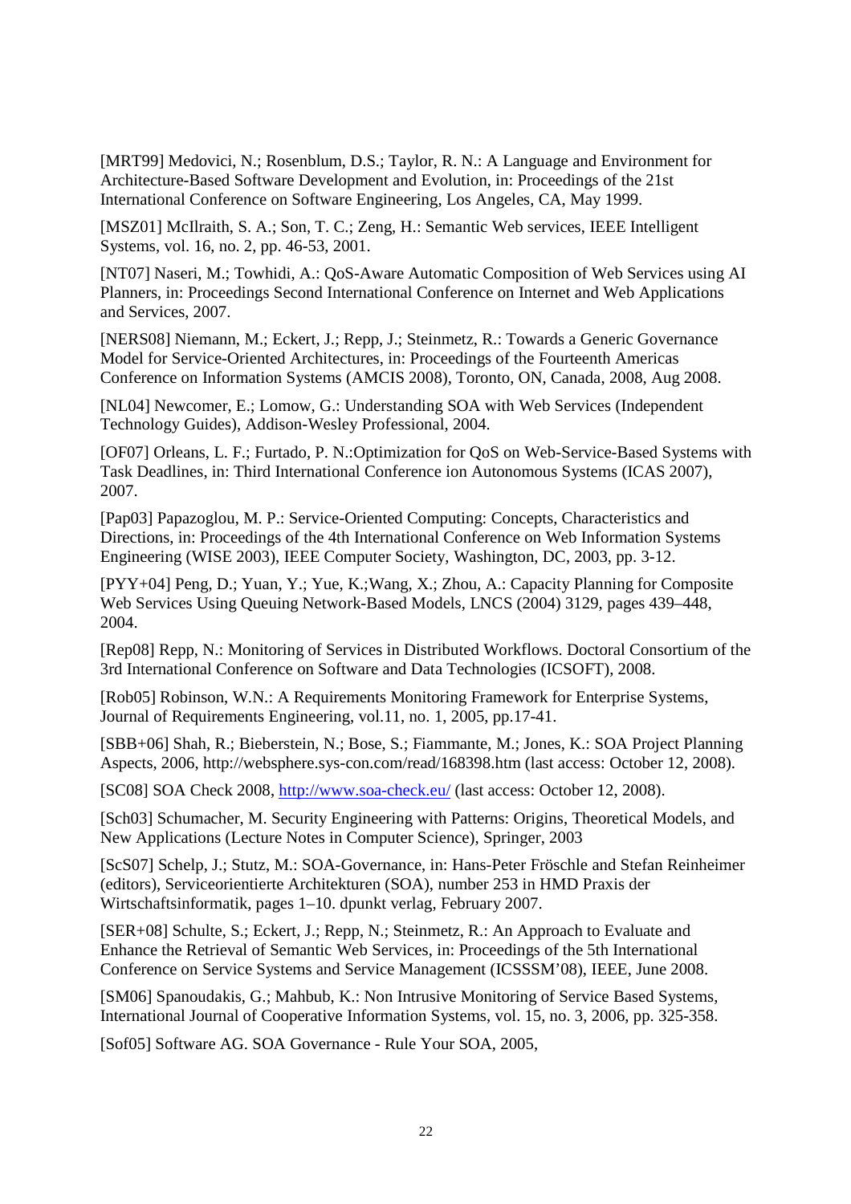[MRT99] Medovici, N.; Rosenblum, D.S.; Taylor, R. N.: A Language and Environment for Architecture-Based Software Development and Evolution, in: Proceedings of the 21st International Conference on Software Engineering, Los Angeles, CA, May 1999.

[MSZ01] McIlraith, S. A.; Son, T. C.; Zeng, H.: Semantic Web services, IEEE Intelligent Systems, vol. 16, no. 2, pp. 46-53, 2001.

[NT07] Naseri, M.; Towhidi, A.: QoS-Aware Automatic Composition of Web Services using AI Planners, in: Proceedings Second International Conference on Internet and Web Applications and Services, 2007.

[NERS08] Niemann, M.; Eckert, J.; Repp, J.; Steinmetz, R.: Towards a Generic Governance Model for Service-Oriented Architectures, in: Proceedings of the Fourteenth Americas Conference on Information Systems (AMCIS 2008), Toronto, ON, Canada, 2008, Aug 2008.

[NL04] Newcomer, E.; Lomow, G.: Understanding SOA with Web Services (Independent Technology Guides), Addison-Wesley Professional, 2004.

[OF07] Orleans, L. F.; Furtado, P. N.:Optimization for QoS on Web-Service-Based Systems with Task Deadlines, in: Third International Conference ion Autonomous Systems (ICAS 2007), 2007.

[Pap03] Papazoglou, M. P.: Service-Oriented Computing: Concepts, Characteristics and Directions, in: Proceedings of the 4th International Conference on Web Information Systems Engineering (WISE 2003), IEEE Computer Society, Washington, DC, 2003, pp. 3-12.

[PYY+04] Peng, D.; Yuan, Y.; Yue, K.;Wang, X.; Zhou, A.: Capacity Planning for Composite Web Services Using Queuing Network-Based Models, LNCS (2004) 3129, pages 439–448, 2004.

[Rep08] Repp, N.: Monitoring of Services in Distributed Workflows. Doctoral Consortium of the 3rd International Conference on Software and Data Technologies (ICSOFT), 2008.

[Rob05] Robinson, W.N.: A Requirements Monitoring Framework for Enterprise Systems, Journal of Requirements Engineering, vol.11, no. 1, 2005, pp.17-41.

[SBB+06] Shah, R.; Bieberstein, N.; Bose, S.; Fiammante, M.; Jones, K.: SOA Project Planning Aspects, 2006, http://websphere.sys-con.com/read/168398.htm (last access: October 12, 2008).

[SC08] SOA Check 2008, http://www.soa-check.eu/ (last access: October 12, 2008).

[Sch03] Schumacher, M. Security Engineering with Patterns: Origins, Theoretical Models, and New Applications (Lecture Notes in Computer Science), Springer, 2003

[ScS07] Schelp, J.; Stutz, M.: SOA-Governance, in: Hans-Peter Fröschle and Stefan Reinheimer (editors), Serviceorientierte Architekturen (SOA), number 253 in HMD Praxis der Wirtschaftsinformatik, pages 1–10. dpunkt verlag, February 2007.

[SER+08] Schulte, S.; Eckert, J.; Repp, N.; Steinmetz, R.: An Approach to Evaluate and Enhance the Retrieval of Semantic Web Services, in: Proceedings of the 5th International Conference on Service Systems and Service Management (ICSSSM'08), IEEE, June 2008.

[SM06] Spanoudakis, G.; Mahbub, K.: Non Intrusive Monitoring of Service Based Systems, International Journal of Cooperative Information Systems, vol. 15, no. 3, 2006, pp. 325-358.

[Sof05] Software AG. SOA Governance - Rule Your SOA, 2005,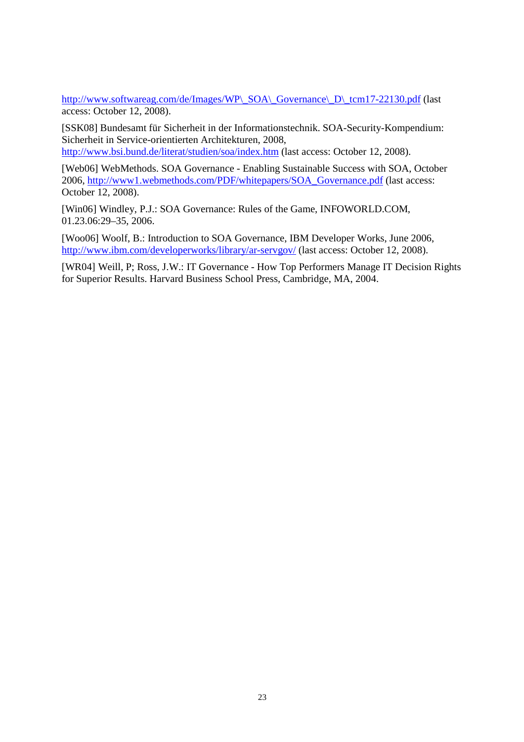http://www.softwareag.com/de/Images/WP\_SOA\_Governance\_D\_tcm17-22130.pdf (last access: October 12, 2008).

[SSK08] Bundesamt für Sicherheit in der Informationstechnik. SOA-Security-Kompendium: Sicherheit in Service-orientierten Architekturen, 2008, http://www.bsi.bund.de/literat/studien/soa/index.htm (last access: October 12, 2008).

[Web06] WebMethods. SOA Governance - Enabling Sustainable Success with SOA, October 2006, http://www1.webmethods.com/PDF/whitepapers/SOA_Governance.pdf (last access: October 12, 2008).

[Win06] Windley, P.J.: SOA Governance: Rules of the Game, INFOWORLD.COM, 01.23.06:29–35, 2006.

[Woo06] Woolf, B.: Introduction to SOA Governance, IBM Developer Works, June 2006, http://www.ibm.com/developerworks/library/ar-servgov/ (last access: October 12, 2008).

[WR04] Weill, P; Ross, J.W.: IT Governance - How Top Performers Manage IT Decision Rights for Superior Results. Harvard Business School Press, Cambridge, MA, 2004.